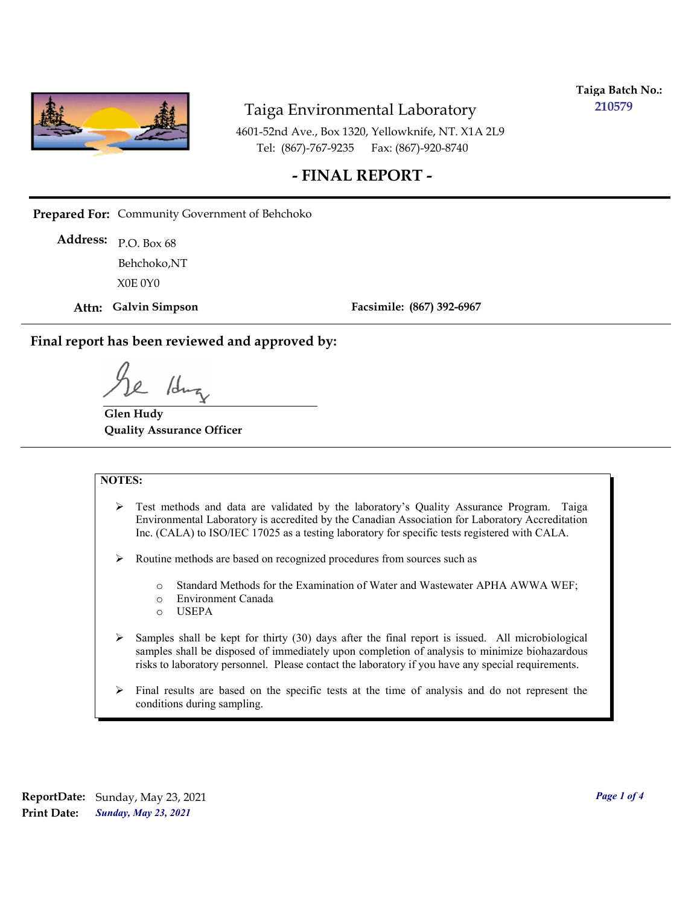**Taiga Batch No.:** 210579

# Taiga Environmental Laboratory

4601-52nd Ave., Box 1320, Yellowknife, NT. X1A 2L9
Tel: (867)-767-9235 Fax: (867)-920-8740

## - FINAL REPORT -

**Prepared For:** Community Government of Behchoko

**Address:** P.O. Box 68
Behchoko,NT
X0E 0Y0

**Attn:** **Galvin Simpson** **Facsimile:** **(867) 392-6967**

**Final report has been reviewed and approved by:**

**Glen Hudy**
**Quality Assurance Officer**

**NOTES:**

- Test methods and data are validated by the laboratory's Quality Assurance Program. Taiga Environmental Laboratory is accredited by the Canadian Association for Laboratory Accreditation Inc. (CALA) to ISO/IEC 17025 as a testing laboratory for specific tests registered with CALA.
- Routine methods are based on recognized procedures from sources such as
  - Standard Methods for the Examination of Water and Wastewater APHA AWWA WEF;
  - Environment Canada
  - USEPA
- Samples shall be kept for thirty (30) days after the final report is issued. All microbiological samples shall be disposed of immediately upon completion of analysis to minimize biohazardous risks to laboratory personnel. Please contact the laboratory if you have any special requirements.
- Final results are based on the specific tests at the time of analysis and do not represent the conditions during sampling.

**ReportDate:** Sunday, May 23, 2021
**Print Date:** *Sunday, May 23, 2021*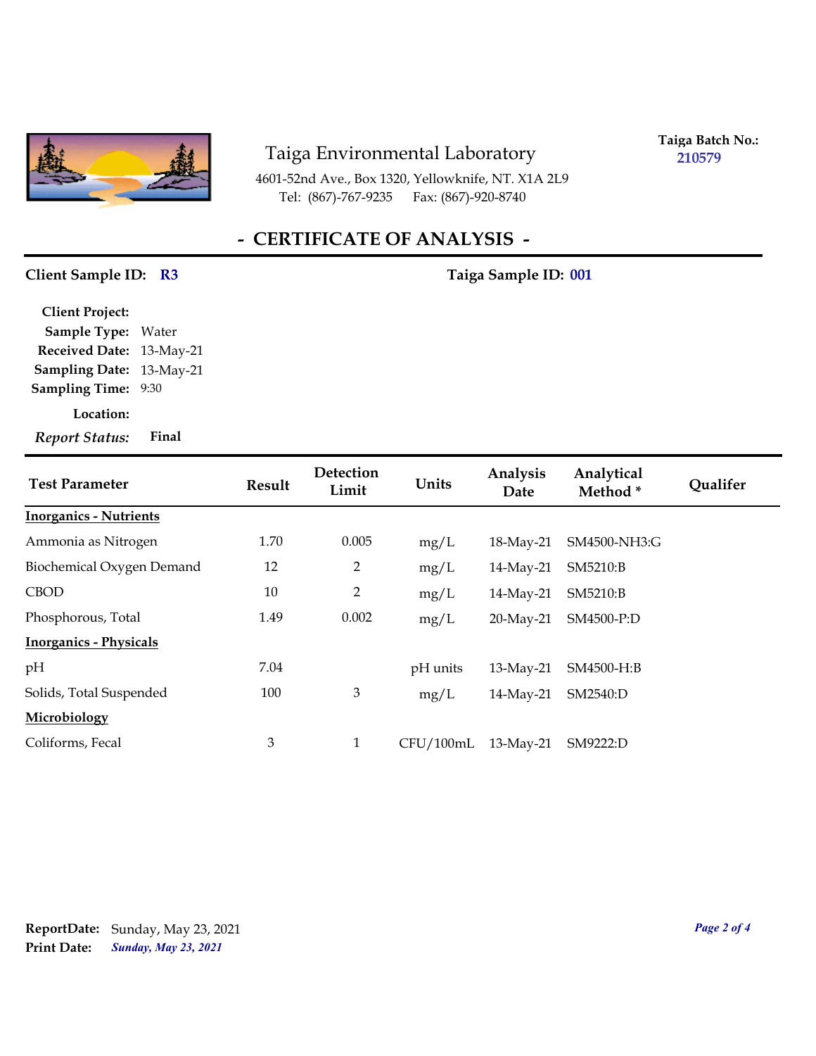# Taiga Environmental Laboratory

4601-52nd Ave., Box 1320, Yellowknife, NT. X1A 2L9
Tel: (867)-767-9235 Fax: (867)-920-8740

**Taiga Batch No.:** 210579

## - CERTIFICATE OF ANALYSIS -

**Client Sample ID:** R3 **Taiga Sample ID:** 001

**Client Project:**
**Sample Type:** Water
**Received Date:** 13-May-21
**Sampling Date:** 13-May-21
**Sampling Time:** 9:30
**Location:**
***Report Status:*** **Final**

| Test Parameter | Result | Detection Limit | Units | Analysis Date | Analytical Method * | Qualifer |
|---|---|---|---|---|---|---|
| **Inorganics - Nutrients** | | | | | | |
| Ammonia as Nitrogen | 1.70 | 0.005 | mg/L | 18-May-21 | SM4500-NH3:G | |
| Biochemical Oxygen Demand | 12 | 2 | mg/L | 14-May-21 | SM5210:B | |
| CBOD | 10 | 2 | mg/L | 14-May-21 | SM5210:B | |
| Phosphorous, Total | 1.49 | 0.002 | mg/L | 20-May-21 | SM4500-P:D | |
| **Inorganics - Physicals** | | | | | | |
| pH | 7.04 | | pH units | 13-May-21 | SM4500-H:B | |
| Solids, Total Suspended | 100 | 3 | mg/L | 14-May-21 | SM2540:D | |
| **Microbiology** | | | | | | |
| Coliforms, Fecal | 3 | 1 | CFU/100mL | 13-May-21 | SM9222:D | |

**ReportDate:** Sunday, May 23, 2021
**Print Date:** *Sunday, May 23, 2021*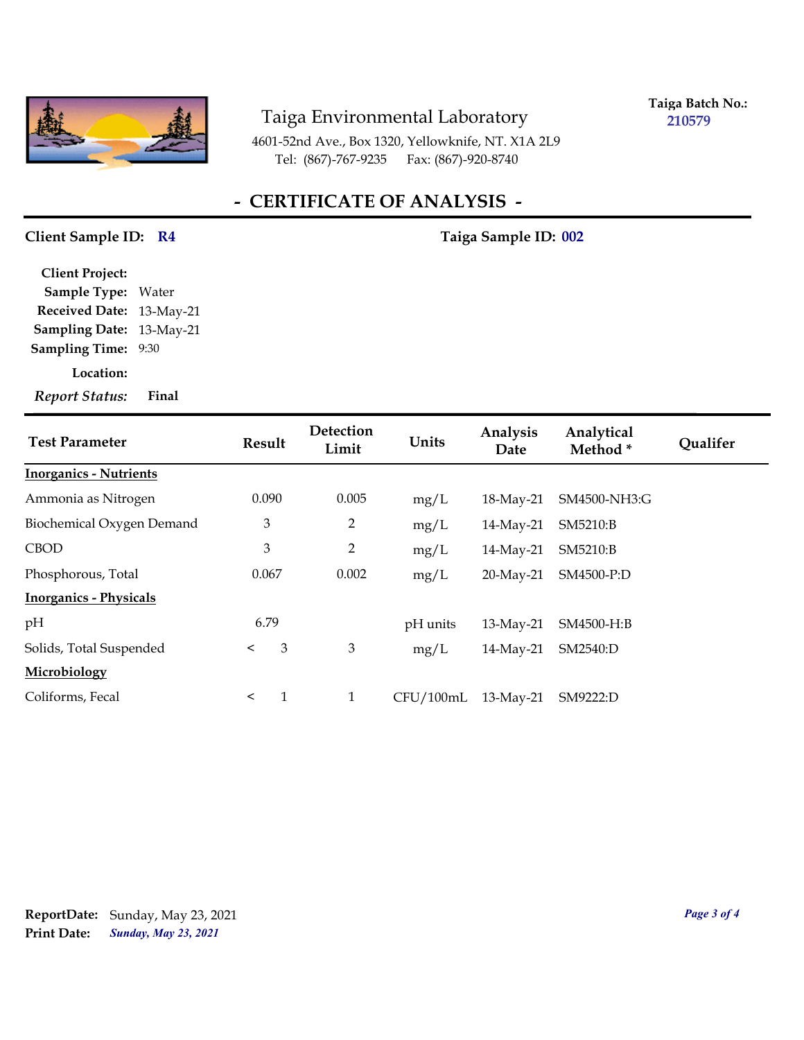# Taiga Environmental Laboratory

4601-52nd Ave., Box 1320, Yellowknife, NT. X1A 2L9
Tel: (867)-767-9235 Fax: (867)-920-8740

**Taiga Batch No.:** 210579

## - CERTIFICATE OF ANALYSIS -

**Client Sample ID:** R4 **Taiga Sample ID:** 002

**Client Project:**
**Sample Type:** Water
**Received Date:** 13-May-21
**Sampling Date:** 13-May-21
**Sampling Time:** 9:30
**Location:**
***Report Status:*** **Final**

| Test Parameter | Result | Detection Limit | Units | Analysis Date | Analytical Method * | Qualifer |
|---|---|---|---|---|---|---|
| **Inorganics - Nutrients** | | | | | | |
| Ammonia as Nitrogen | 0.090 | 0.005 | mg/L | 18-May-21 | SM4500-NH3:G | |
| Biochemical Oxygen Demand | 3 | 2 | mg/L | 14-May-21 | SM5210:B | |
| CBOD | 3 | 2 | mg/L | 14-May-21 | SM5210:B | |
| Phosphorous, Total | 0.067 | 0.002 | mg/L | 20-May-21 | SM4500-P:D | |
| **Inorganics - Physicals** | | | | | | |
| pH | 6.79 | | pH units | 13-May-21 | SM4500-H:B | |
| Solids, Total Suspended | < 3 | 3 | mg/L | 14-May-21 | SM2540:D | |
| **Microbiology** | | | | | | |
| Coliforms, Fecal | < 1 | 1 | CFU/100mL | 13-May-21 | SM9222:D | |

**ReportDate:** Sunday, May 23, 2021
**Print Date:** *Sunday, May 23, 2021*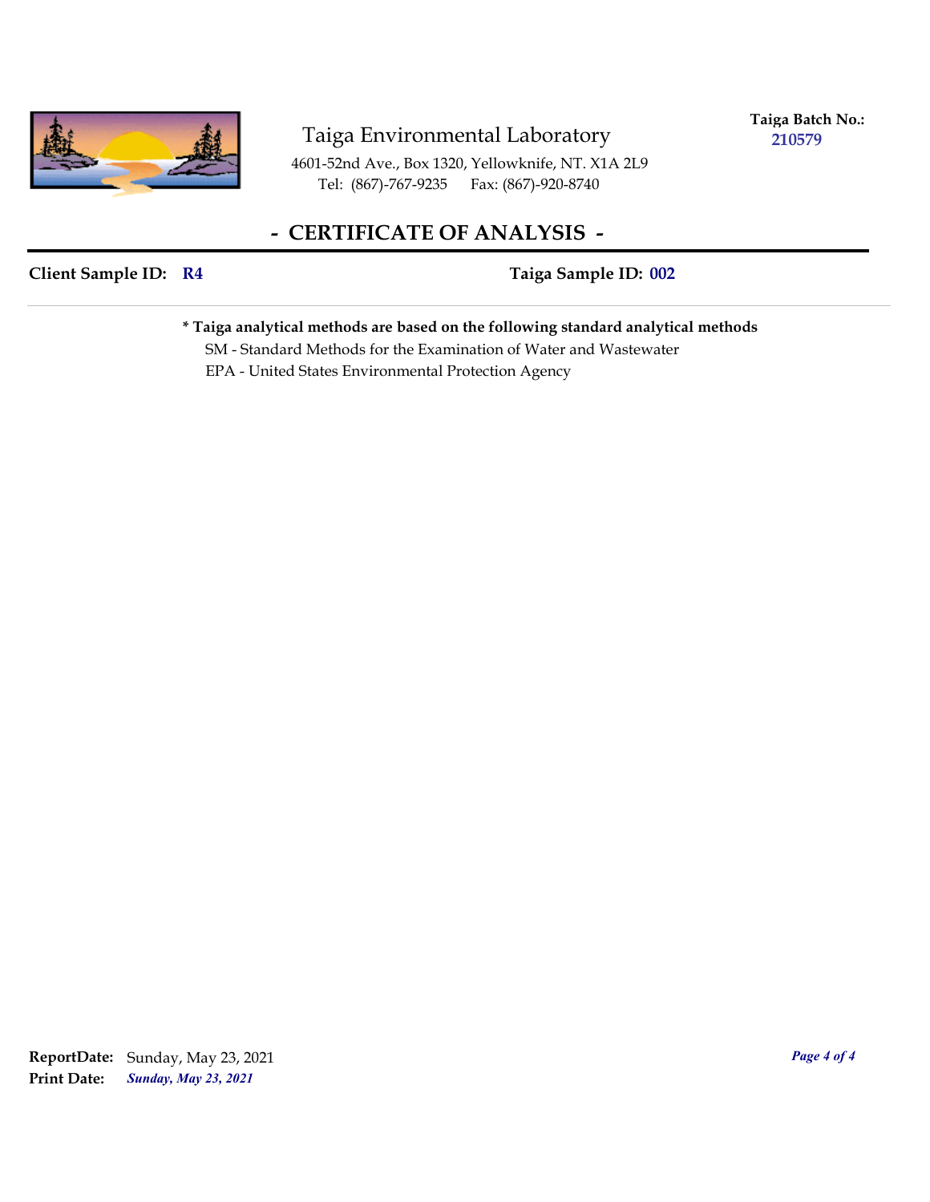Taiga Environmental Laboratory

4601-52nd Ave., Box 1320, Yellowknife, NT. X1A 2L9
Tel: (867)-767-9235 Fax: (867)-920-8740

**Taiga Batch No.:** **210579**

# - CERTIFICATE OF ANALYSIS -

**Client Sample ID:** **R4** **Taiga Sample ID:** **002**

**\* Taiga analytical methods are based on the following standard analytical methods**

SM - Standard Methods for the Examination of Water and Wastewater
EPA - United States Environmental Protection Agency

**ReportDate:** Sunday, May 23, 2021
**Print Date:** ***Sunday, May 23, 2021***